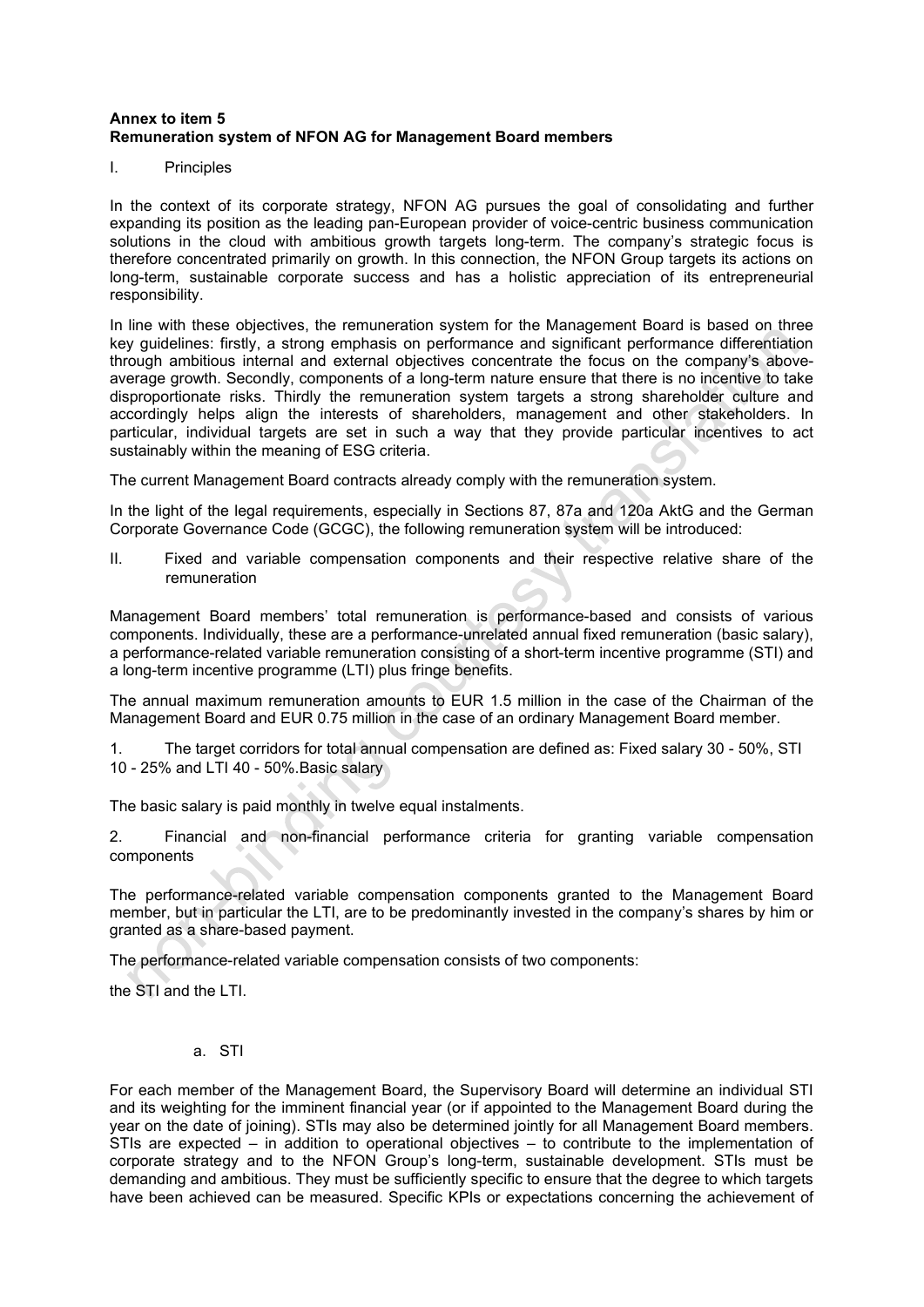**Annex to item 5**
**Remuneration system of NFON AG for Management Board members**

I. Principles

In the context of its corporate strategy, NFON AG pursues the goal of consolidating and further expanding its position as the leading pan-European provider of voice-centric business communication solutions in the cloud with ambitious growth targets long-term. The company's strategic focus is therefore concentrated primarily on growth. In this connection, the NFON Group targets its actions on long-term, sustainable corporate success and has a holistic appreciation of its entrepreneurial responsibility.

In line with these objectives, the remuneration system for the Management Board is based on three key guidelines: firstly, a strong emphasis on performance and significant performance differentiation through ambitious internal and external objectives concentrate the focus on the company's above-average growth. Secondly, components of a long-term nature ensure that there is no incentive to take disproportionate risks. Thirdly the remuneration system targets a strong shareholder culture and accordingly helps align the interests of shareholders, management and other stakeholders. In particular, individual targets are set in such a way that they provide particular incentives to act sustainably within the meaning of ESG criteria.

The current Management Board contracts already comply with the remuneration system.

In the light of the legal requirements, especially in Sections 87, 87a and 120a AktG and the German Corporate Governance Code (GCGC), the following remuneration system will be introduced:

II. Fixed and variable compensation components and their respective relative share of the remuneration

Management Board members' total remuneration is performance-based and consists of various components. Individually, these are a performance-unrelated annual fixed remuneration (basic salary), a performance-related variable remuneration consisting of a short-term incentive programme (STI) and a long-term incentive programme (LTI) plus fringe benefits.

The annual maximum remuneration amounts to EUR 1.5 million in the case of the Chairman of the Management Board and EUR 0.75 million in the case of an ordinary Management Board member.

1. The target corridors for total annual compensation are defined as: Fixed salary 30 - 50%, STI 10 - 25% and LTI 40 - 50%.Basic salary

The basic salary is paid monthly in twelve equal instalments.

2. Financial and non-financial performance criteria for granting variable compensation components

The performance-related variable compensation components granted to the Management Board member, but in particular the LTI, are to be predominantly invested in the company's shares by him or granted as a share-based payment.

The performance-related variable compensation consists of two components:

the STI and the LTI.

a. STI

For each member of the Management Board, the Supervisory Board will determine an individual STI and its weighting for the imminent financial year (or if appointed to the Management Board during the year on the date of joining). STIs may also be determined jointly for all Management Board members. STIs are expected – in addition to operational objectives – to contribute to the implementation of corporate strategy and to the NFON Group's long-term, sustainable development. STIs must be demanding and ambitious. They must be sufficiently specific to ensure that the degree to which targets have been achieved can be measured. Specific KPIs or expectations concerning the achievement of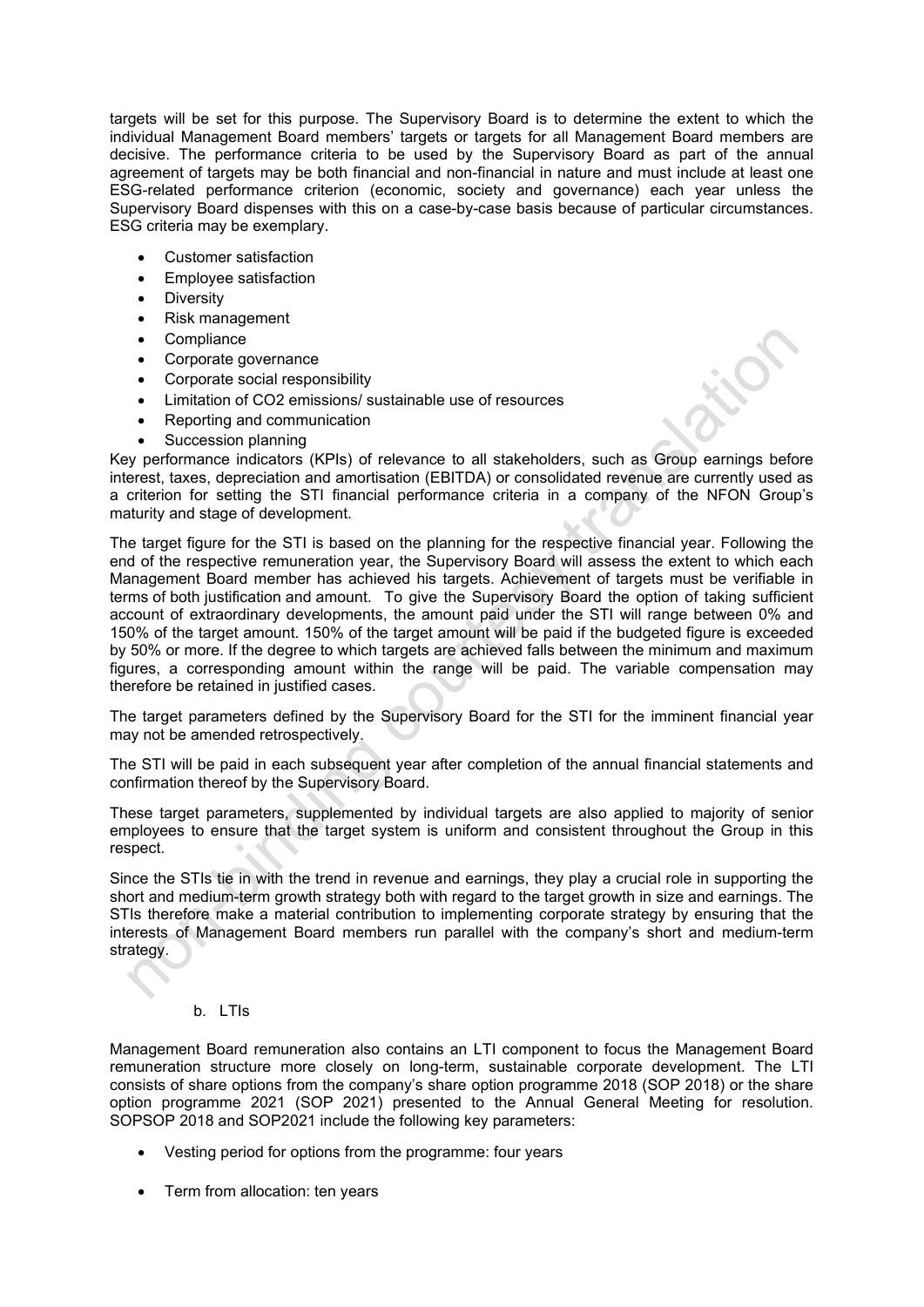targets will be set for this purpose. The Supervisory Board is to determine the extent to which the individual Management Board members' targets or targets for all Management Board members are decisive. The performance criteria to be used by the Supervisory Board as part of the annual agreement of targets may be both financial and non-financial in nature and must include at least one ESG-related performance criterion (economic, society and governance) each year unless the Supervisory Board dispenses with this on a case-by-case basis because of particular circumstances. ESG criteria may be exemplary.

- Customer satisfaction
- Employee satisfaction
- Diversity
- Risk management
- Compliance
- Corporate governance
- Corporate social responsibility
- Limitation of $CO_2$ emissions/ sustainable use of resources
- Reporting and communication
- Succession planning

Key performance indicators (KPIs) of relevance to all stakeholders, such as Group earnings before interest, taxes, depreciation and amortisation (EBITDA) or consolidated revenue are currently used as a criterion for setting the STI financial performance criteria in a company of the NFON Group's maturity and stage of development.

The target figure for the STI is based on the planning for the respective financial year. Following the end of the respective remuneration year, the Supervisory Board will assess the extent to which each Management Board member has achieved his targets. Achievement of targets must be verifiable in terms of both justification and amount. To give the Supervisory Board the option of taking sufficient account of extraordinary developments, the amount paid under the STI will range between 0% and 150% of the target amount. 150% of the target amount will be paid if the budgeted figure is exceeded by 50% or more. If the degree to which targets are achieved falls between the minimum and maximum figures, a corresponding amount within the range will be paid. The variable compensation may therefore be retained in justified cases.

The target parameters defined by the Supervisory Board for the STI for the imminent financial year may not be amended retrospectively.

The STI will be paid in each subsequent year after completion of the annual financial statements and confirmation thereof by the Supervisory Board.

These target parameters, supplemented by individual targets are also applied to majority of senior employees to ensure that the target system is uniform and consistent throughout the Group in this respect.

Since the STIs tie in with the trend in revenue and earnings, they play a crucial role in supporting the short and medium-term growth strategy both with regard to the target growth in size and earnings. The STIs therefore make a material contribution to implementing corporate strategy by ensuring that the interests of Management Board members run parallel with the company's short and medium-term strategy.

b. LTIs

Management Board remuneration also contains an LTI component to focus the Management Board remuneration structure more closely on long-term, sustainable corporate development. The LTI consists of share options from the company's share option programme 2018 (SOP 2018) or the share option programme 2021 (SOP 2021) presented to the Annual General Meeting for resolution. SOPSOP 2018 and SOP2021 include the following key parameters:

- Vesting period for options from the programme: four years
- Term from allocation: ten years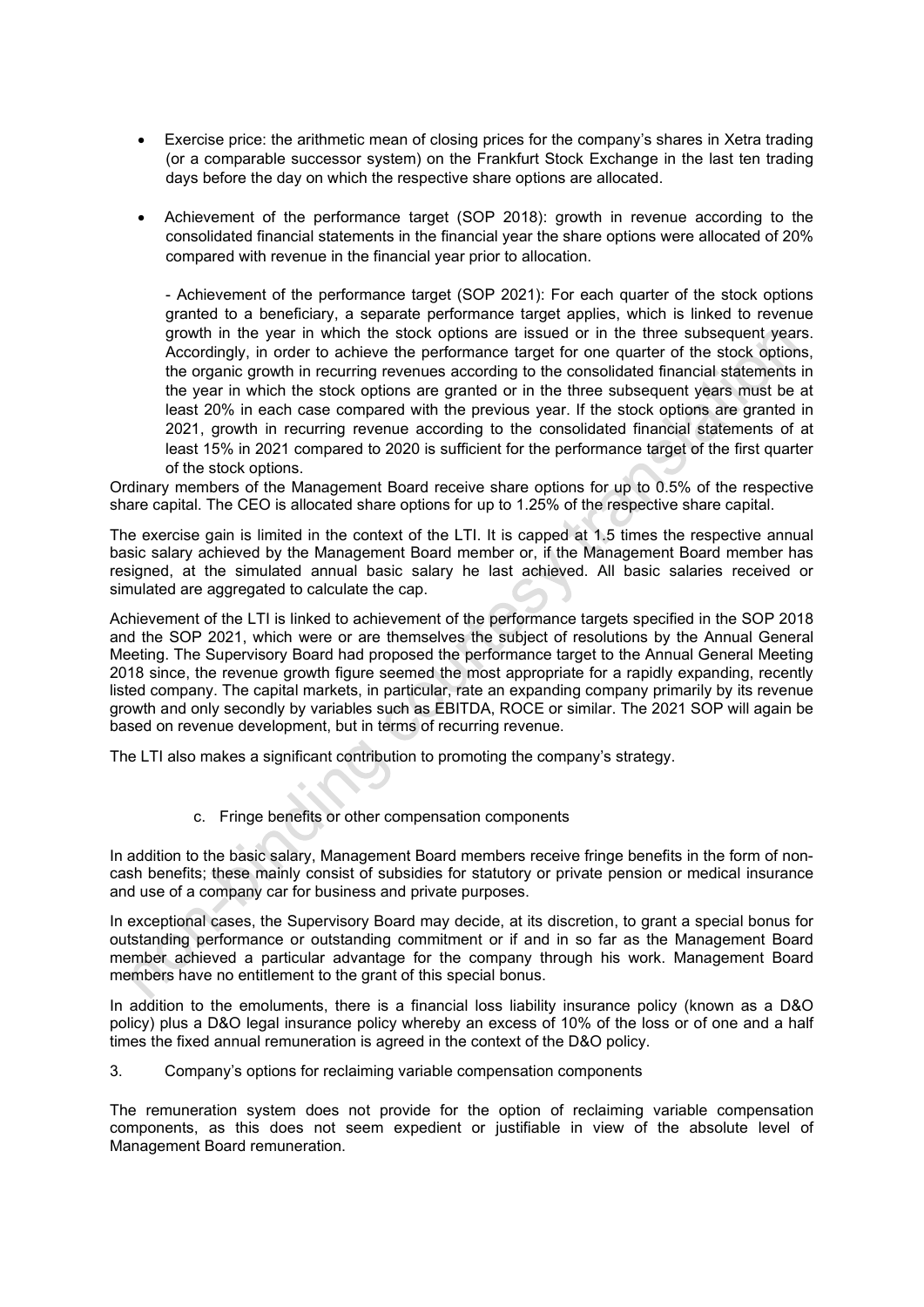- Exercise price: the arithmetic mean of closing prices for the company's shares in Xetra trading (or a comparable successor system) on the Frankfurt Stock Exchange in the last ten trading days before the day on which the respective share options are allocated.

- Achievement of the performance target (SOP 2018): growth in revenue according to the consolidated financial statements in the financial year the share options were allocated of 20% compared with revenue in the financial year prior to allocation.

  - Achievement of the performance target (SOP 2021): For each quarter of the stock options granted to a beneficiary, a separate performance target applies, which is linked to revenue growth in the year in which the stock options are issued or in the three subsequent years. Accordingly, in order to achieve the performance target for one quarter of the stock options, the organic growth in recurring revenues according to the consolidated financial statements in the year in which the stock options are granted or in the three subsequent years must be at least 20% in each case compared with the previous year. If the stock options are granted in 2021, growth in recurring revenue according to the consolidated financial statements of at least 15% in 2021 compared to 2020 is sufficient for the performance target of the first quarter of the stock options.

Ordinary members of the Management Board receive share options for up to 0.5% of the respective share capital. The CEO is allocated share options for up to 1.25% of the respective share capital.

The exercise gain is limited in the context of the LTI. It is capped at 1.5 times the respective annual basic salary achieved by the Management Board member or, if the Management Board member has resigned, at the simulated annual basic salary he last achieved. All basic salaries received or simulated are aggregated to calculate the cap.

Achievement of the LTI is linked to achievement of the performance targets specified in the SOP 2018 and the SOP 2021, which were or are themselves the subject of resolutions by the Annual General Meeting. The Supervisory Board had proposed the performance target to the Annual General Meeting 2018 since, the revenue growth figure seemed the most appropriate for a rapidly expanding, recently listed company. The capital markets, in particular, rate an expanding company primarily by its revenue growth and only secondly by variables such as EBITDA, ROCE or similar. The 2021 SOP will again be based on revenue development, but in terms of recurring revenue.

The LTI also makes a significant contribution to promoting the company's strategy.

c. Fringe benefits or other compensation components

In addition to the basic salary, Management Board members receive fringe benefits in the form of non-cash benefits; these mainly consist of subsidies for statutory or private pension or medical insurance and use of a company car for business and private purposes.

In exceptional cases, the Supervisory Board may decide, at its discretion, to grant a special bonus for outstanding performance or outstanding commitment or if and in so far as the Management Board member achieved a particular advantage for the company through his work. Management Board members have no entitlement to the grant of this special bonus.

In addition to the emoluments, there is a financial loss liability insurance policy (known as a D&O policy) plus a D&O legal insurance policy whereby an excess of 10% of the loss or of one and a half times the fixed annual remuneration is agreed in the context of the D&O policy.

3. Company's options for reclaiming variable compensation components

The remuneration system does not provide for the option of reclaiming variable compensation components, as this does not seem expedient or justifiable in view of the absolute level of Management Board remuneration.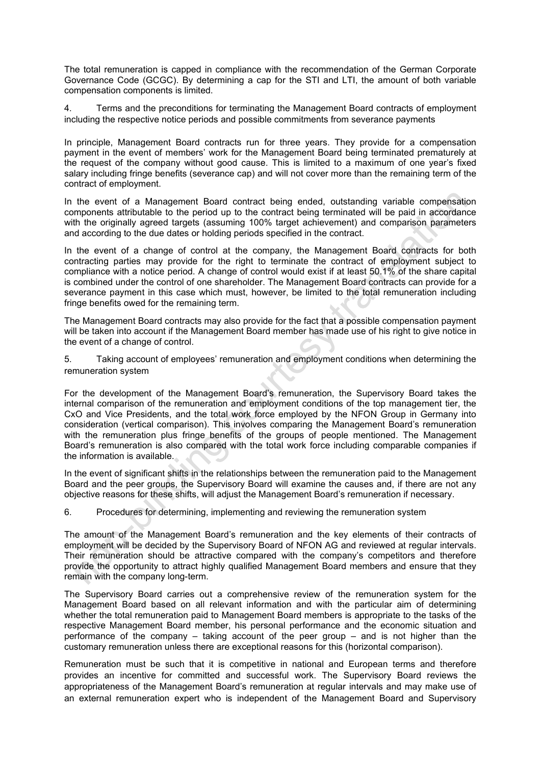The total remuneration is capped in compliance with the recommendation of the German Corporate Governance Code (GCGC). By determining a cap for the STI and LTI, the amount of both variable compensation components is limited.

4. Terms and the preconditions for terminating the Management Board contracts of employment including the respective notice periods and possible commitments from severance payments

In principle, Management Board contracts run for three years. They provide for a compensation payment in the event of members' work for the Management Board being terminated prematurely at the request of the company without good cause. This is limited to a maximum of one year's fixed salary including fringe benefits (severance cap) and will not cover more than the remaining term of the contract of employment.

In the event of a Management Board contract being ended, outstanding variable compensation components attributable to the period up to the contract being terminated will be paid in accordance with the originally agreed targets (assuming 100% target achievement) and comparison parameters and according to the due dates or holding periods specified in the contract.

In the event of a change of control at the company, the Management Board contracts for both contracting parties may provide for the right to terminate the contract of employment subject to compliance with a notice period. A change of control would exist if at least 50.1% of the share capital is combined under the control of one shareholder. The Management Board contracts can provide for a severance payment in this case which must, however, be limited to the total remuneration including fringe benefits owed for the remaining term.

The Management Board contracts may also provide for the fact that a possible compensation payment will be taken into account if the Management Board member has made use of his right to give notice in the event of a change of control.

5. Taking account of employees' remuneration and employment conditions when determining the remuneration system

For the development of the Management Board's remuneration, the Supervisory Board takes the internal comparison of the remuneration and employment conditions of the top management tier, the CxO and Vice Presidents, and the total work force employed by the NFON Group in Germany into consideration (vertical comparison). This involves comparing the Management Board's remuneration with the remuneration plus fringe benefits of the groups of people mentioned. The Management Board's remuneration is also compared with the total work force including comparable companies if the information is available.

In the event of significant shifts in the relationships between the remuneration paid to the Management Board and the peer groups, the Supervisory Board will examine the causes and, if there are not any objective reasons for these shifts, will adjust the Management Board's remuneration if necessary.

6. Procedures for determining, implementing and reviewing the remuneration system

The amount of the Management Board's remuneration and the key elements of their contracts of employment will be decided by the Supervisory Board of NFON AG and reviewed at regular intervals. Their remuneration should be attractive compared with the company's competitors and therefore provide the opportunity to attract highly qualified Management Board members and ensure that they remain with the company long-term.

The Supervisory Board carries out a comprehensive review of the remuneration system for the Management Board based on all relevant information and with the particular aim of determining whether the total remuneration paid to Management Board members is appropriate to the tasks of the respective Management Board member, his personal performance and the economic situation and performance of the company – taking account of the peer group – and is not higher than the customary remuneration unless there are exceptional reasons for this (horizontal comparison).

Remuneration must be such that it is competitive in national and European terms and therefore provides an incentive for committed and successful work. The Supervisory Board reviews the appropriateness of the Management Board's remuneration at regular intervals and may make use of an external remuneration expert who is independent of the Management Board and Supervisory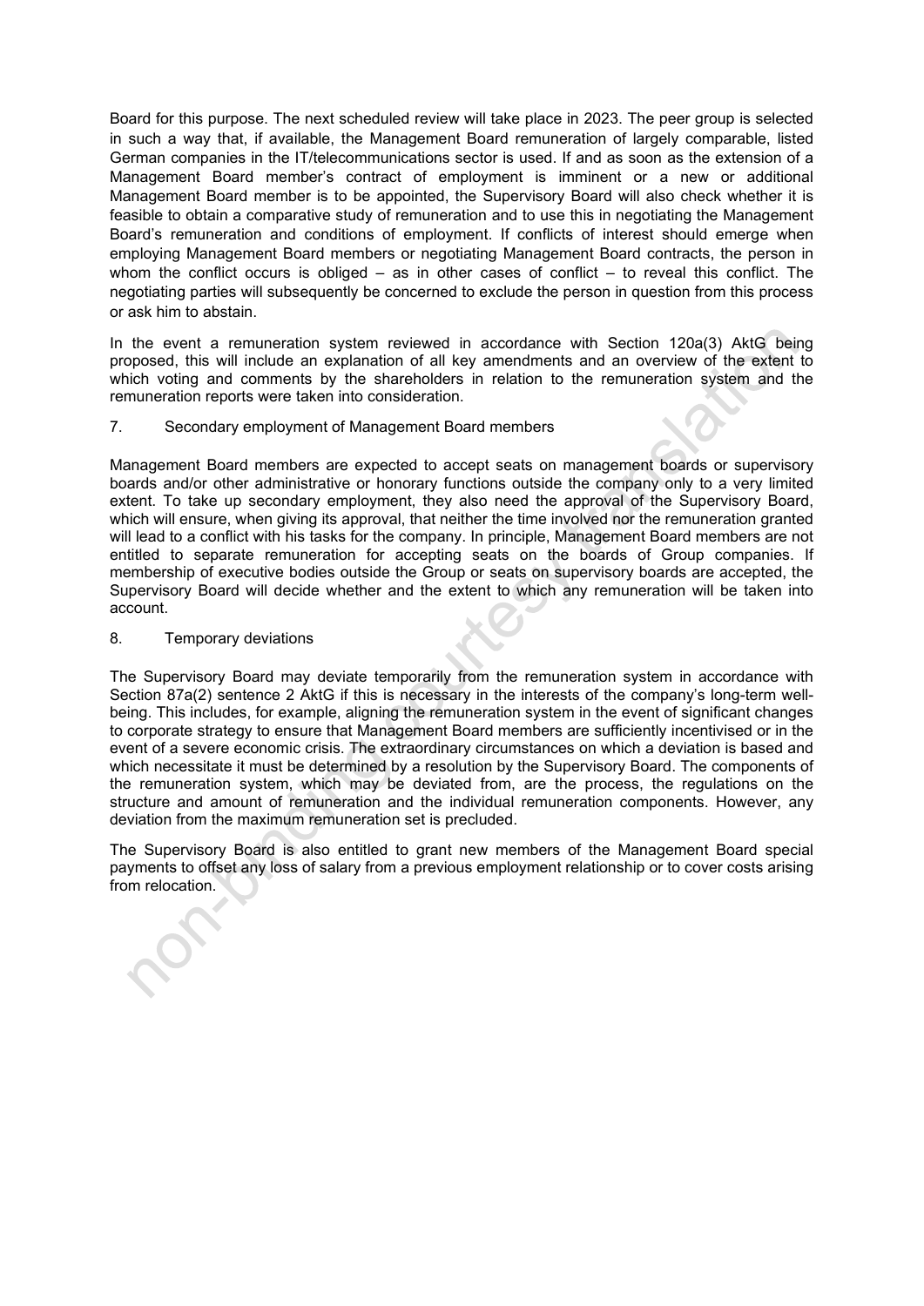Board for this purpose. The next scheduled review will take place in 2023. The peer group is selected in such a way that, if available, the Management Board remuneration of largely comparable, listed German companies in the IT/telecommunications sector is used. If and as soon as the extension of a Management Board member's contract of employment is imminent or a new or additional Management Board member is to be appointed, the Supervisory Board will also check whether it is feasible to obtain a comparative study of remuneration and to use this in negotiating the Management Board's remuneration and conditions of employment. If conflicts of interest should emerge when employing Management Board members or negotiating Management Board contracts, the person in whom the conflict occurs is obliged – as in other cases of conflict – to reveal this conflict. The negotiating parties will subsequently be concerned to exclude the person in question from this process or ask him to abstain.

In the event a remuneration system reviewed in accordance with Section 120a(3) AktG being proposed, this will include an explanation of all key amendments and an overview of the extent to which voting and comments by the shareholders in relation to the remuneration system and the remuneration reports were taken into consideration.

## 7. Secondary employment of Management Board members

Management Board members are expected to accept seats on management boards or supervisory boards and/or other administrative or honorary functions outside the company only to a very limited extent. To take up secondary employment, they also need the approval of the Supervisory Board, which will ensure, when giving its approval, that neither the time involved nor the remuneration granted will lead to a conflict with his tasks for the company. In principle, Management Board members are not entitled to separate remuneration for accepting seats on the boards of Group companies. If membership of executive bodies outside the Group or seats on supervisory boards are accepted, the Supervisory Board will decide whether and the extent to which any remuneration will be taken into account.

## 8. Temporary deviations

The Supervisory Board may deviate temporarily from the remuneration system in accordance with Section 87a(2) sentence 2 AktG if this is necessary in the interests of the company's long-term well-being. This includes, for example, aligning the remuneration system in the event of significant changes to corporate strategy to ensure that Management Board members are sufficiently incentivised or in the event of a severe economic crisis. The extraordinary circumstances on which a deviation is based and which necessitate it must be determined by a resolution by the Supervisory Board. The components of the remuneration system, which may be deviated from, are the process, the regulations on the structure and amount of remuneration and the individual remuneration components. However, any deviation from the maximum remuneration set is precluded.

The Supervisory Board is also entitled to grant new members of the Management Board special payments to offset any loss of salary from a previous employment relationship or to cover costs arising from relocation.